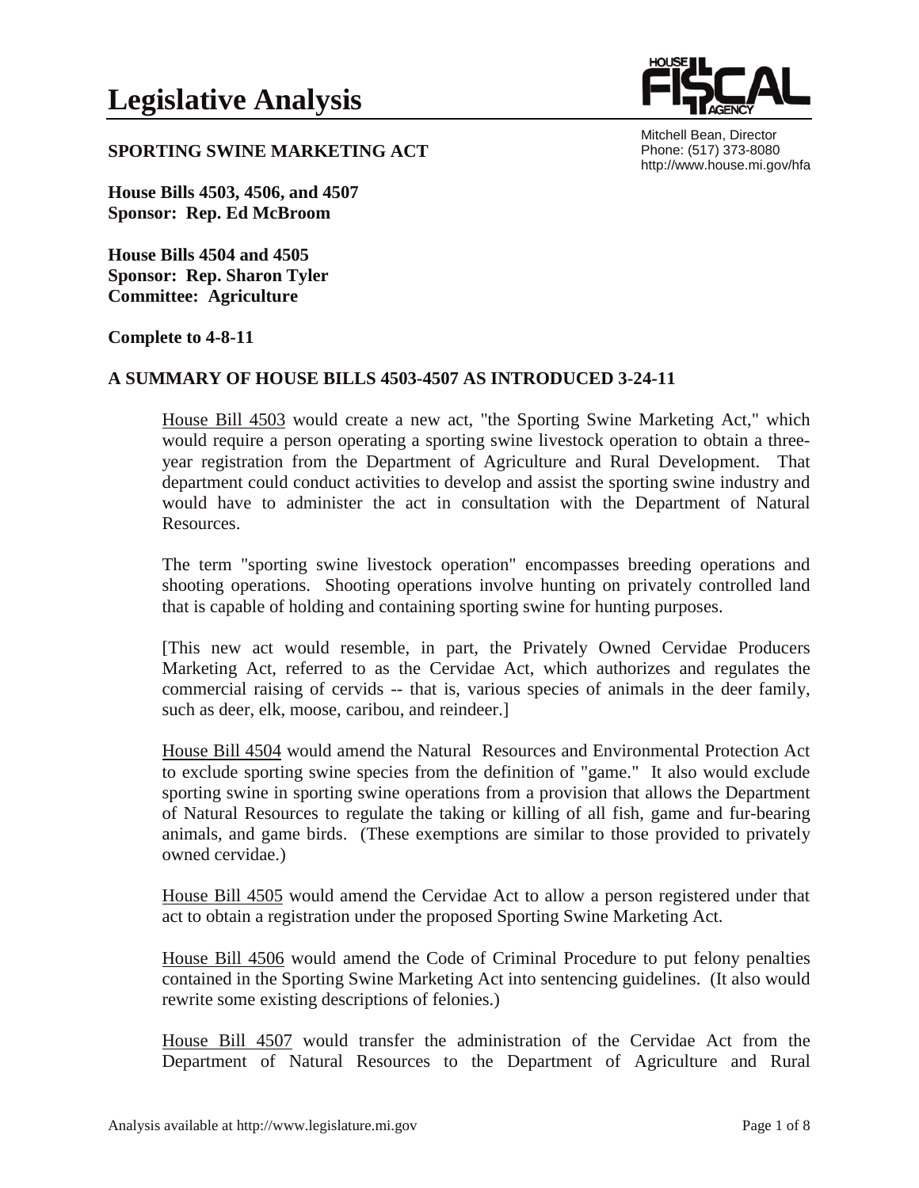# Legislative Analysis

Mitchell Bean, Director
Phone: (517) 373-8080
http://www.house.mi.gov/hfa

**SPORTING SWINE MARKETING ACT**

**House Bills 4503, 4506, and 4507**
**Sponsor: Rep. Ed McBroom**

**House Bills 4504 and 4505**
**Sponsor: Rep. Sharon Tyler**
**Committee: Agriculture**

**Complete to 4-8-11**

**A SUMMARY OF HOUSE BILLS 4503-4507 AS INTRODUCED 3-24-11**

House Bill 4503 would create a new act, "the Sporting Swine Marketing Act," which would require a person operating a sporting swine livestock operation to obtain a three-year registration from the Department of Agriculture and Rural Development. That department could conduct activities to develop and assist the sporting swine industry and would have to administer the act in consultation with the Department of Natural Resources.

The term "sporting swine livestock operation" encompasses breeding operations and shooting operations. Shooting operations involve hunting on privately controlled land that is capable of holding and containing sporting swine for hunting purposes.

[This new act would resemble, in part, the Privately Owned Cervidae Producers Marketing Act, referred to as the Cervidae Act, which authorizes and regulates the commercial raising of cervids -- that is, various species of animals in the deer family, such as deer, elk, moose, caribou, and reindeer.]

House Bill 4504 would amend the Natural Resources and Environmental Protection Act to exclude sporting swine species from the definition of "game." It also would exclude sporting swine in sporting swine operations from a provision that allows the Department of Natural Resources to regulate the taking or killing of all fish, game and fur-bearing animals, and game birds. (These exemptions are similar to those provided to privately owned cervidae.)

House Bill 4505 would amend the Cervidae Act to allow a person registered under that act to obtain a registration under the proposed Sporting Swine Marketing Act.

House Bill 4506 would amend the Code of Criminal Procedure to put felony penalties contained in the Sporting Swine Marketing Act into sentencing guidelines. (It also would rewrite some existing descriptions of felonies.)

House Bill 4507 would transfer the administration of the Cervidae Act from the Department of Natural Resources to the Department of Agriculture and Rural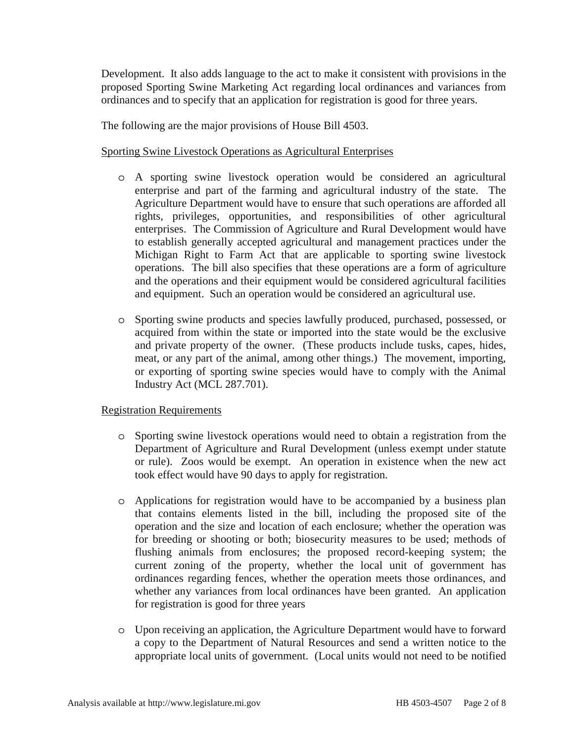Development. It also adds language to the act to make it consistent with provisions in the proposed Sporting Swine Marketing Act regarding local ordinances and variances from ordinances and to specify that an application for registration is good for three years.

The following are the major provisions of House Bill 4503.

<u>Sporting Swine Livestock Operations as Agricultural Enterprises</u>

- A sporting swine livestock operation would be considered an agricultural enterprise and part of the farming and agricultural industry of the state. The Agriculture Department would have to ensure that such operations are afforded all rights, privileges, opportunities, and responsibilities of other agricultural enterprises. The Commission of Agriculture and Rural Development would have to establish generally accepted agricultural and management practices under the Michigan Right to Farm Act that are applicable to sporting swine livestock operations. The bill also specifies that these operations are a form of agriculture and the operations and their equipment would be considered agricultural facilities and equipment. Such an operation would be considered an agricultural use.

- Sporting swine products and species lawfully produced, purchased, possessed, or acquired from within the state or imported into the state would be the exclusive and private property of the owner. (These products include tusks, capes, hides, meat, or any part of the animal, among other things.) The movement, importing, or exporting of sporting swine species would have to comply with the Animal Industry Act (MCL 287.701).

<u>Registration Requirements</u>

- Sporting swine livestock operations would need to obtain a registration from the Department of Agriculture and Rural Development (unless exempt under statute or rule). Zoos would be exempt. An operation in existence when the new act took effect would have 90 days to apply for registration.

- Applications for registration would have to be accompanied by a business plan that contains elements listed in the bill, including the proposed site of the operation and the size and location of each enclosure; whether the operation was for breeding or shooting or both; biosecurity measures to be used; methods of flushing animals from enclosures; the proposed record-keeping system; the current zoning of the property, whether the local unit of government has ordinances regarding fences, whether the operation meets those ordinances, and whether any variances from local ordinances have been granted. An application for registration is good for three years

- Upon receiving an application, the Agriculture Department would have to forward a copy to the Department of Natural Resources and send a written notice to the appropriate local units of government. (Local units would not need to be notified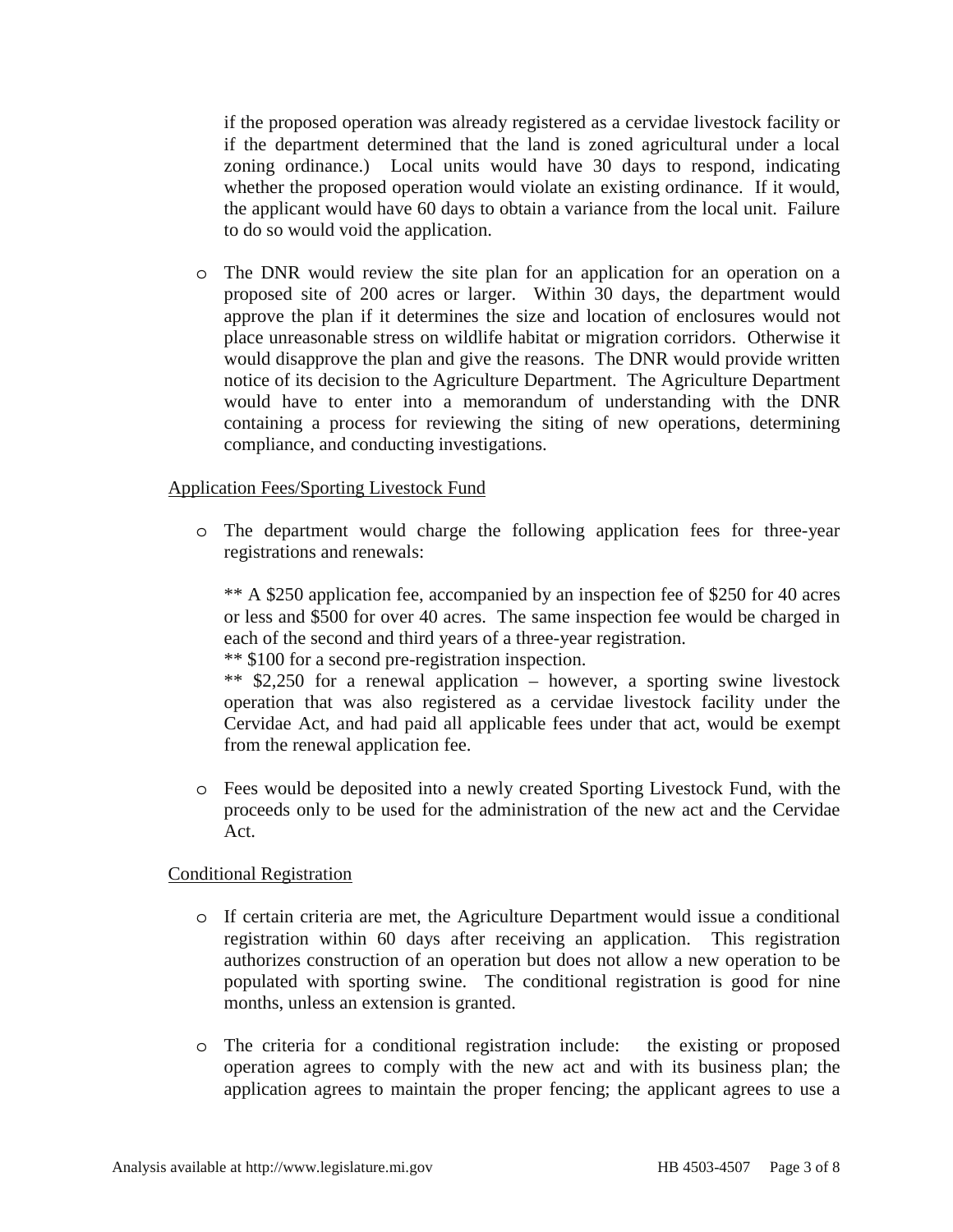if the proposed operation was already registered as a cervidae livestock facility or if the department determined that the land is zoned agricultural under a local zoning ordinance.) Local units would have 30 days to respond, indicating whether the proposed operation would violate an existing ordinance. If it would, the applicant would have 60 days to obtain a variance from the local unit. Failure to do so would void the application.

- The DNR would review the site plan for an application for an operation on a proposed site of 200 acres or larger. Within 30 days, the department would approve the plan if it determines the size and location of enclosures would not place unreasonable stress on wildlife habitat or migration corridors. Otherwise it would disapprove the plan and give the reasons. The DNR would provide written notice of its decision to the Agriculture Department. The Agriculture Department would have to enter into a memorandum of understanding with the DNR containing a process for reviewing the siting of new operations, determining compliance, and conducting investigations.

Application Fees/Sporting Livestock Fund

- The department would charge the following application fees for three-year registrations and renewals:

  ** A $250 application fee, accompanied by an inspection fee of $250 for 40 acres or less and $500 for over 40 acres. The same inspection fee would be charged in each of the second and third years of a three-year registration.
  ** $100 for a second pre-registration inspection.
  ** $2,250 for a renewal application – however, a sporting swine livestock operation that was also registered as a cervidae livestock facility under the Cervidae Act, and had paid all applicable fees under that act, would be exempt from the renewal application fee.

- Fees would be deposited into a newly created Sporting Livestock Fund, with the proceeds only to be used for the administration of the new act and the Cervidae Act.

Conditional Registration

- If certain criteria are met, the Agriculture Department would issue a conditional registration within 60 days after receiving an application. This registration authorizes construction of an operation but does not allow a new operation to be populated with sporting swine. The conditional registration is good for nine months, unless an extension is granted.

- The criteria for a conditional registration include: the existing or proposed operation agrees to comply with the new act and with its business plan; the application agrees to maintain the proper fencing; the applicant agrees to use a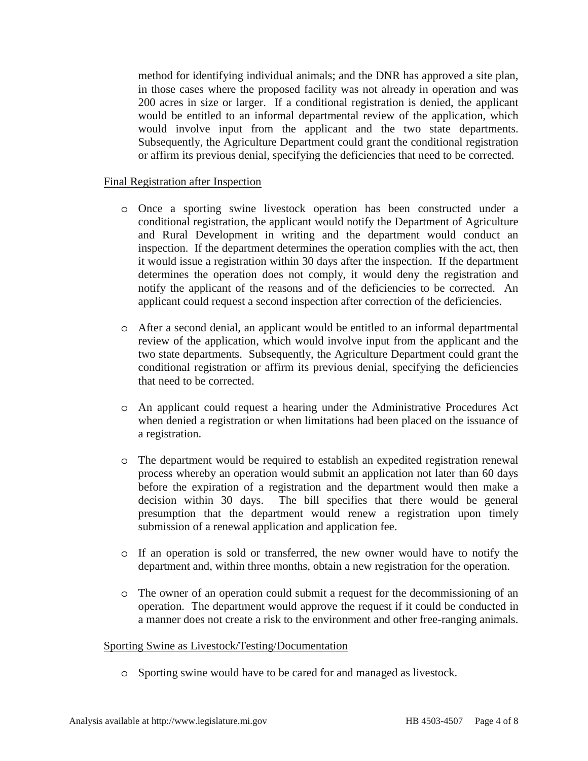method for identifying individual animals; and the DNR has approved a site plan, in those cases where the proposed facility was not already in operation and was 200 acres in size or larger. If a conditional registration is denied, the applicant would be entitled to an informal departmental review of the application, which would involve input from the applicant and the two state departments. Subsequently, the Agriculture Department could grant the conditional registration or affirm its previous denial, specifying the deficiencies that need to be corrected.

Final Registration after Inspection

- Once a sporting swine livestock operation has been constructed under a conditional registration, the applicant would notify the Department of Agriculture and Rural Development in writing and the department would conduct an inspection. If the department determines the operation complies with the act, then it would issue a registration within 30 days after the inspection. If the department determines the operation does not comply, it would deny the registration and notify the applicant of the reasons and of the deficiencies to be corrected. An applicant could request a second inspection after correction of the deficiencies.

- After a second denial, an applicant would be entitled to an informal departmental review of the application, which would involve input from the applicant and the two state departments. Subsequently, the Agriculture Department could grant the conditional registration or affirm its previous denial, specifying the deficiencies that need to be corrected.

- An applicant could request a hearing under the Administrative Procedures Act when denied a registration or when limitations had been placed on the issuance of a registration.

- The department would be required to establish an expedited registration renewal process whereby an operation would submit an application not later than 60 days before the expiration of a registration and the department would then make a decision within 30 days. The bill specifies that there would be general presumption that the department would renew a registration upon timely submission of a renewal application and application fee.

- If an operation is sold or transferred, the new owner would have to notify the department and, within three months, obtain a new registration for the operation.

- The owner of an operation could submit a request for the decommissioning of an operation. The department would approve the request if it could be conducted in a manner does not create a risk to the environment and other free-ranging animals.

Sporting Swine as Livestock/Testing/Documentation

- Sporting swine would have to be cared for and managed as livestock.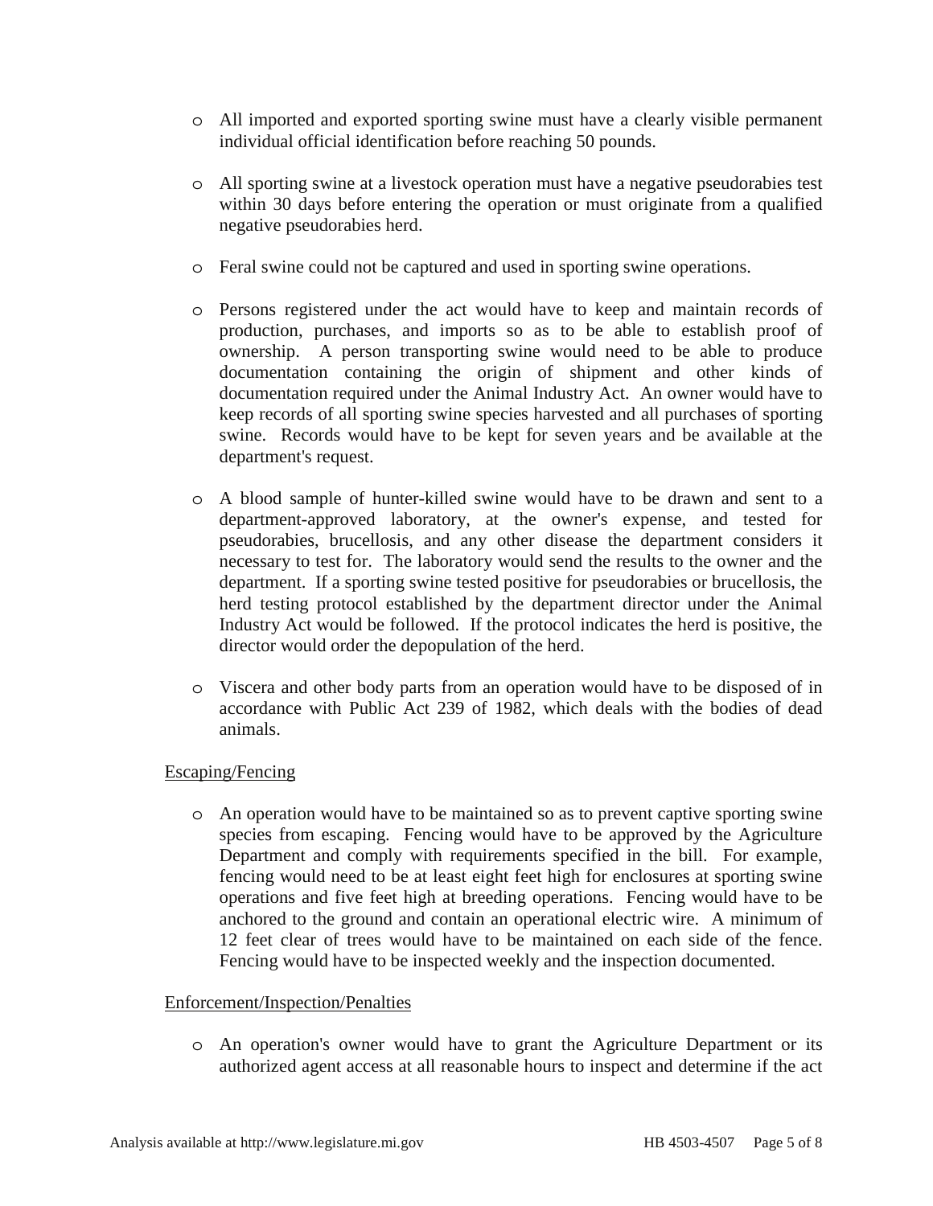- All imported and exported sporting swine must have a clearly visible permanent individual official identification before reaching 50 pounds.

- All sporting swine at a livestock operation must have a negative pseudorabies test within 30 days before entering the operation or must originate from a qualified negative pseudorabies herd.

- Feral swine could not be captured and used in sporting swine operations.

- Persons registered under the act would have to keep and maintain records of production, purchases, and imports so as to be able to establish proof of ownership. A person transporting swine would need to be able to produce documentation containing the origin of shipment and other kinds of documentation required under the Animal Industry Act. An owner would have to keep records of all sporting swine species harvested and all purchases of sporting swine. Records would have to be kept for seven years and be available at the department's request.

- A blood sample of hunter-killed swine would have to be drawn and sent to a department-approved laboratory, at the owner's expense, and tested for pseudorabies, brucellosis, and any other disease the department considers it necessary to test for. The laboratory would send the results to the owner and the department. If a sporting swine tested positive for pseudorabies or brucellosis, the herd testing protocol established by the department director under the Animal Industry Act would be followed. If the protocol indicates the herd is positive, the director would order the depopulation of the herd.

- Viscera and other body parts from an operation would have to be disposed of in accordance with Public Act 239 of 1982, which deals with the bodies of dead animals.

<u>Escaping/Fencing</u>

- An operation would have to be maintained so as to prevent captive sporting swine species from escaping. Fencing would have to be approved by the Agriculture Department and comply with requirements specified in the bill. For example, fencing would need to be at least eight feet high for enclosures at sporting swine operations and five feet high at breeding operations. Fencing would have to be anchored to the ground and contain an operational electric wire. A minimum of 12 feet clear of trees would have to be maintained on each side of the fence. Fencing would have to be inspected weekly and the inspection documented.

<u>Enforcement/Inspection/Penalties</u>

- An operation's owner would have to grant the Agriculture Department or its authorized agent access at all reasonable hours to inspect and determine if the act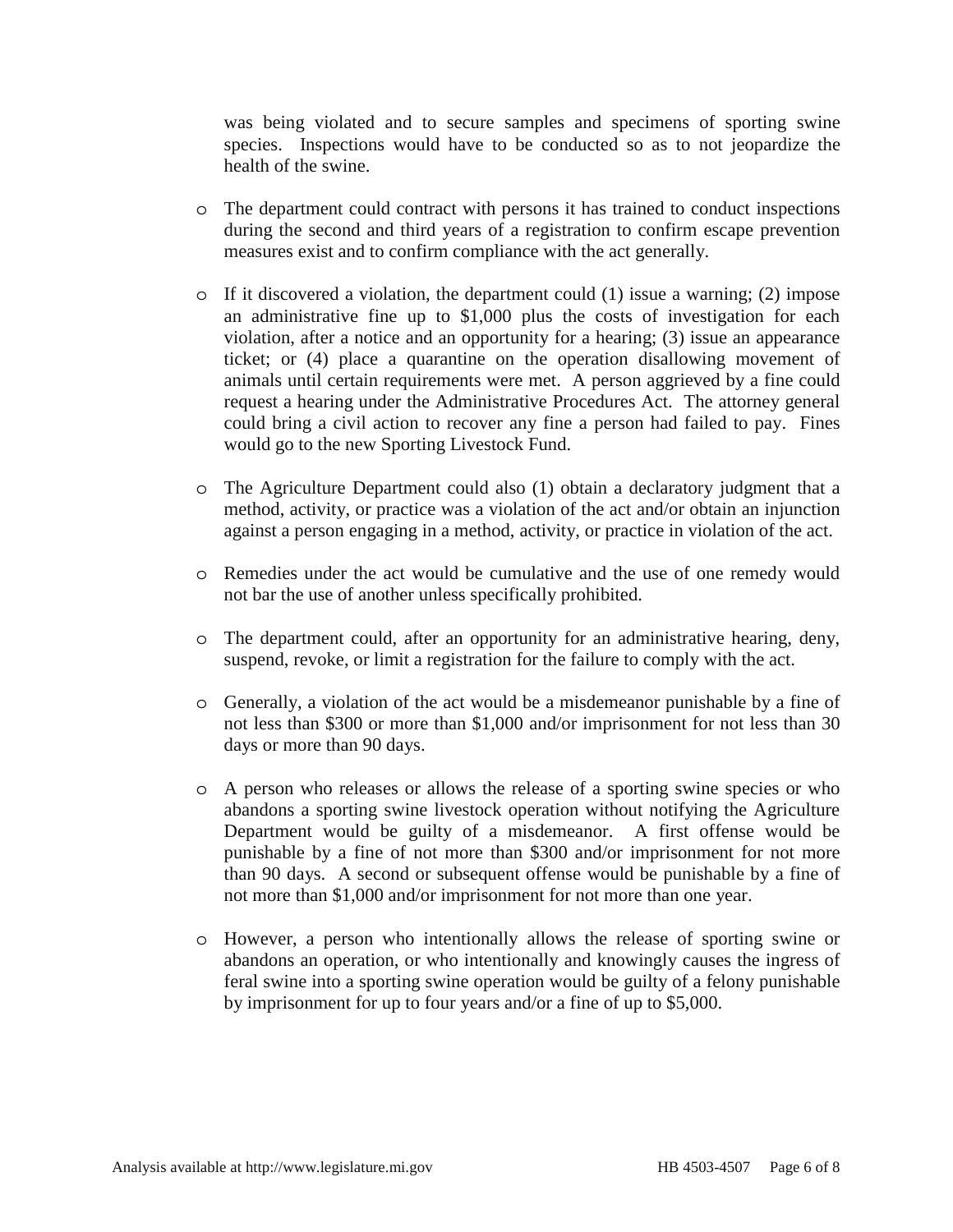was being violated and to secure samples and specimens of sporting swine species. Inspections would have to be conducted so as to not jeopardize the health of the swine.

- The department could contract with persons it has trained to conduct inspections during the second and third years of a registration to confirm escape prevention measures exist and to confirm compliance with the act generally.
- If it discovered a violation, the department could (1) issue a warning; (2) impose an administrative fine up to $1,000 plus the costs of investigation for each violation, after a notice and an opportunity for a hearing; (3) issue an appearance ticket; or (4) place a quarantine on the operation disallowing movement of animals until certain requirements were met. A person aggrieved by a fine could request a hearing under the Administrative Procedures Act. The attorney general could bring a civil action to recover any fine a person had failed to pay. Fines would go to the new Sporting Livestock Fund.
- The Agriculture Department could also (1) obtain a declaratory judgment that a method, activity, or practice was a violation of the act and/or obtain an injunction against a person engaging in a method, activity, or practice in violation of the act.
- Remedies under the act would be cumulative and the use of one remedy would not bar the use of another unless specifically prohibited.
- The department could, after an opportunity for an administrative hearing, deny, suspend, revoke, or limit a registration for the failure to comply with the act.
- Generally, a violation of the act would be a misdemeanor punishable by a fine of not less than $300 or more than $1,000 and/or imprisonment for not less than 30 days or more than 90 days.
- A person who releases or allows the release of a sporting swine species or who abandons a sporting swine livestock operation without notifying the Agriculture Department would be guilty of a misdemeanor. A first offense would be punishable by a fine of not more than $300 and/or imprisonment for not more than 90 days. A second or subsequent offense would be punishable by a fine of not more than $1,000 and/or imprisonment for not more than one year.
- However, a person who intentionally allows the release of sporting swine or abandons an operation, or who intentionally and knowingly causes the ingress of feral swine into a sporting swine operation would be guilty of a felony punishable by imprisonment for up to four years and/or a fine of up to $5,000.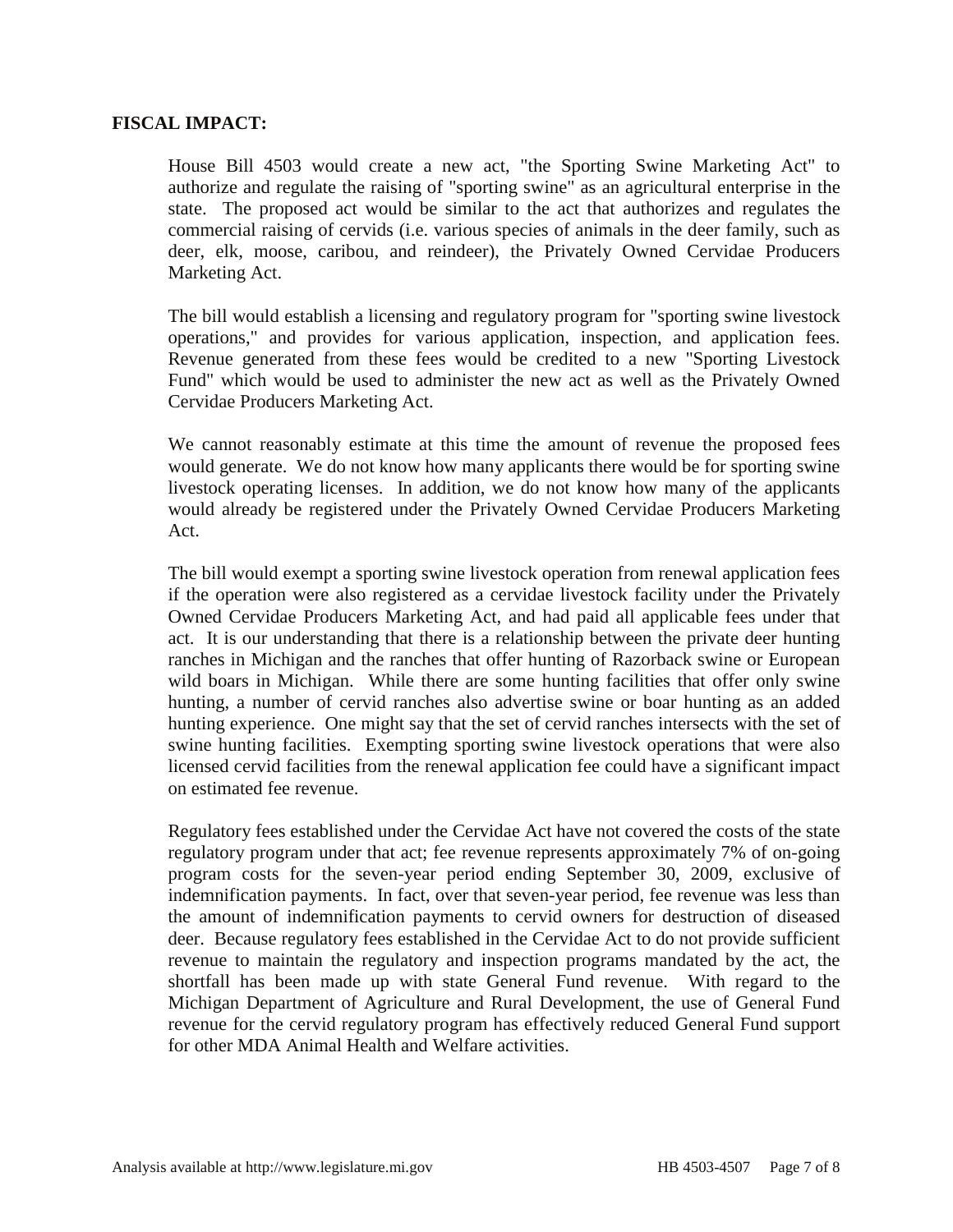**FISCAL IMPACT:**

House Bill 4503 would create a new act, "the Sporting Swine Marketing Act" to authorize and regulate the raising of "sporting swine" as an agricultural enterprise in the state. The proposed act would be similar to the act that authorizes and regulates the commercial raising of cervids (i.e. various species of animals in the deer family, such as deer, elk, moose, caribou, and reindeer), the Privately Owned Cervidae Producers Marketing Act.

The bill would establish a licensing and regulatory program for "sporting swine livestock operations," and provides for various application, inspection, and application fees. Revenue generated from these fees would be credited to a new "Sporting Livestock Fund" which would be used to administer the new act as well as the Privately Owned Cervidae Producers Marketing Act.

We cannot reasonably estimate at this time the amount of revenue the proposed fees would generate. We do not know how many applicants there would be for sporting swine livestock operating licenses. In addition, we do not know how many of the applicants would already be registered under the Privately Owned Cervidae Producers Marketing Act.

The bill would exempt a sporting swine livestock operation from renewal application fees if the operation were also registered as a cervidae livestock facility under the Privately Owned Cervidae Producers Marketing Act, and had paid all applicable fees under that act. It is our understanding that there is a relationship between the private deer hunting ranches in Michigan and the ranches that offer hunting of Razorback swine or European wild boars in Michigan. While there are some hunting facilities that offer only swine hunting, a number of cervid ranches also advertise swine or boar hunting as an added hunting experience. One might say that the set of cervid ranches intersects with the set of swine hunting facilities. Exempting sporting swine livestock operations that were also licensed cervid facilities from the renewal application fee could have a significant impact on estimated fee revenue.

Regulatory fees established under the Cervidae Act have not covered the costs of the state regulatory program under that act; fee revenue represents approximately 7% of on-going program costs for the seven-year period ending September 30, 2009, exclusive of indemnification payments. In fact, over that seven-year period, fee revenue was less than the amount of indemnification payments to cervid owners for destruction of diseased deer. Because regulatory fees established in the Cervidae Act to do not provide sufficient revenue to maintain the regulatory and inspection programs mandated by the act, the shortfall has been made up with state General Fund revenue. With regard to the Michigan Department of Agriculture and Rural Development, the use of General Fund revenue for the cervid regulatory program has effectively reduced General Fund support for other MDA Animal Health and Welfare activities.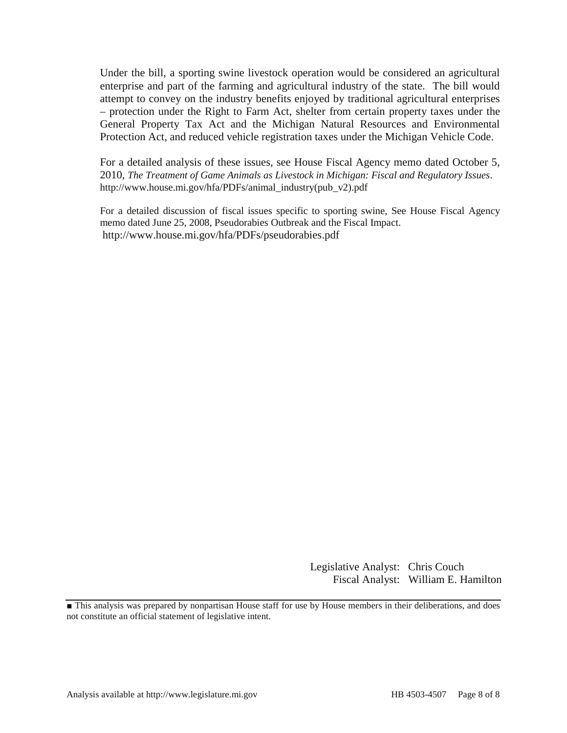Under the bill, a sporting swine livestock operation would be considered an agricultural enterprise and part of the farming and agricultural industry of the state. The bill would attempt to convey on the industry benefits enjoyed by traditional agricultural enterprises – protection under the Right to Farm Act, shelter from certain property taxes under the General Property Tax Act and the Michigan Natural Resources and Environmental Protection Act, and reduced vehicle registration taxes under the Michigan Vehicle Code.

For a detailed analysis of these issues, see House Fiscal Agency memo dated October 5, 2010, *The Treatment of Game Animals as Livestock in Michigan: Fiscal and Regulatory Issues*. http://www.house.mi.gov/hfa/PDFs/animal_industry(pub_v2).pdf

For a detailed discussion of fiscal issues specific to sporting swine, See House Fiscal Agency memo dated June 25, 2008, Pseudorabies Outbreak and the Fiscal Impact. http://www.house.mi.gov/hfa/PDFs/pseudorabies.pdf

Legislative Analyst: Chris Couch
Fiscal Analyst: William E. Hamilton

■ This analysis was prepared by nonpartisan House staff for use by House members in their deliberations, and does not constitute an official statement of legislative intent.